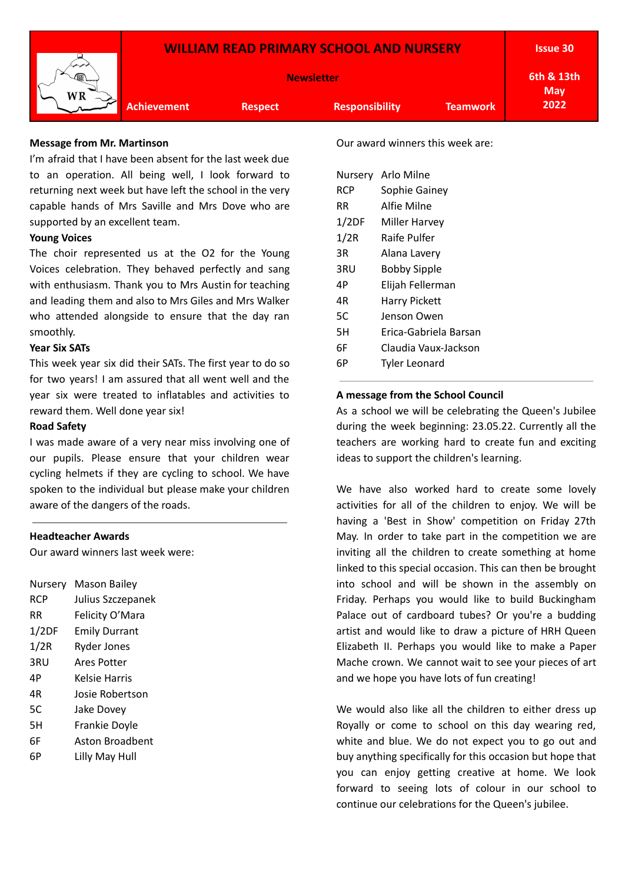# WILLIAM READ PRIMARY SCHOOL AND NURSERY

**Newsletter**

**Issue 30**

**6th & 13th May 2022**

**Achievement** | **Respect** | **Responsibility** | **Teamwork**

**Message from Mr. Martinson**

I'm afraid that I have been absent for the last week due to an operation. All being well, I look forward to returning next week but have left the school in the very capable hands of Mrs Saville and Mrs Dove who are supported by an excellent team.

**Young Voices**

The choir represented us at the O2 for the Young Voices celebration. They behaved perfectly and sang with enthusiasm. Thank you to Mrs Austin for teaching and leading them and also to Mrs Giles and Mrs Walker who attended alongside to ensure that the day ran smoothly.

**Year Six SATs**

This week year six did their SATs. The first year to do so for two years! I am assured that all went well and the year six were treated to inflatables and activities to reward them. Well done year six!

**Road Safety**

I was made aware of a very near miss involving one of our pupils. Please ensure that your children wear cycling helmets if they are cycling to school. We have spoken to the individual but please make your children aware of the dangers of the roads.

---

**Headteacher Awards**

Our award winners last week were:

| | |
|---|---|
| Nursery | Mason Bailey |
| RCP | Julius Szczepanek |
| RR | Felicity O'Mara |
| 1/2DF | Emily Durrant |
| 1/2R | Ryder Jones |
| 3RU | Ares Potter |
| 4P | Kelsie Harris |
| 4R | Josie Robertson |
| 5C | Jake Dovey |
| 5H | Frankie Doyle |
| 6F | Aston Broadbent |
| 6P | Lilly May Hull |

Our award winners this week are:

| | |
|---|---|
| Nursery | Arlo Milne |
| RCP | Sophie Gainey |
| RR | Alfie Milne |
| 1/2DF | Miller Harvey |
| 1/2R | Raife Pulfer |
| 3R | Alana Lavery |
| 3RU | Bobby Sipple |
| 4P | Elijah Fellerman |
| 4R | Harry Pickett |
| 5C | Jenson Owen |
| 5H | Erica-Gabriela Barsan |
| 6F | Claudia Vaux-Jackson |
| 6P | Tyler Leonard |

---

**A message from the School Council**

As a school we will be celebrating the Queen's Jubilee during the week beginning: 23.05.22. Currently all the teachers are working hard to create fun and exciting ideas to support the children's learning.

We have also worked hard to create some lovely activities for all of the children to enjoy. We will be having a 'Best in Show' competition on Friday 27th May. In order to take part in the competition we are inviting all the children to create something at home linked to this special occasion. This can then be brought into school and will be shown in the assembly on Friday. Perhaps you would like to build Buckingham Palace out of cardboard tubes? Or you're a budding artist and would like to draw a picture of HRH Queen Elizabeth II. Perhaps you would like to make a Paper Mache crown. We cannot wait to see your pieces of art and we hope you have lots of fun creating!

We would also like all the children to either dress up Royally or come to school on this day wearing red, white and blue. We do not expect you to go out and buy anything specifically for this occasion but hope that you can enjoy getting creative at home. We look forward to seeing lots of colour in our school to continue our celebrations for the Queen's jubilee.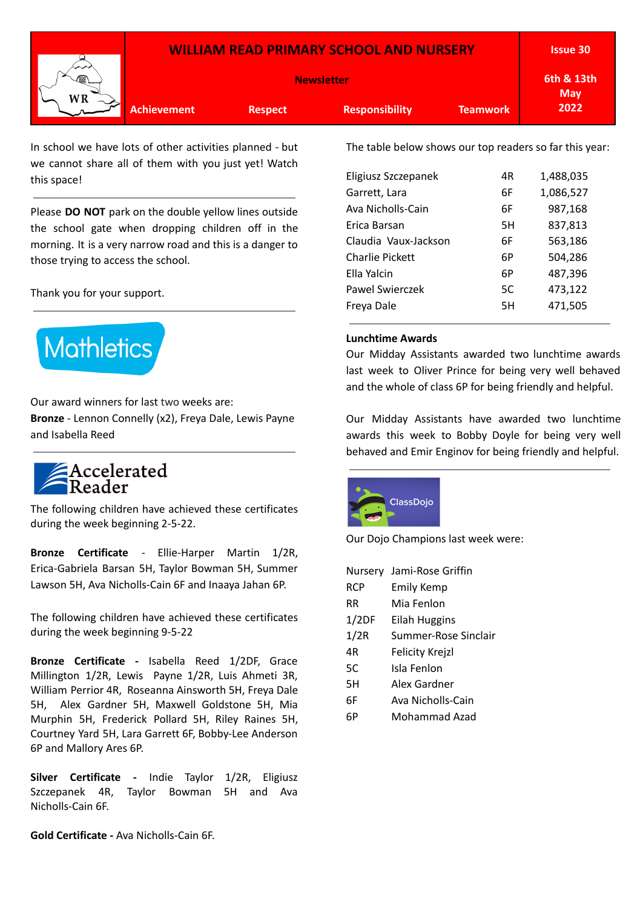| WILLIAM READ PRIMARY SCHOOL AND NURSERY | Issue 30 |
| --- | --- |
| Newsletter | 6th & 13th May 2022 |
| Achievement Respect Responsibility Teamwork | |

In school we have lots of other activities planned - but we cannot share all of them with you just yet! Watch this space!

Please **DO NOT** park on the double yellow lines outside the school gate when dropping children off in the morning. It is a very narrow road and this is a danger to those trying to access the school.

Thank you for your support.

## Mathletics

Our award winners for last two weeks are:

**Bronze** - Lennon Connelly (x2), Freya Dale, Lewis Payne and Isabella Reed

## Accelerated Reader

The following children have achieved these certificates during the week beginning 2-5-22.

**Bronze Certificate** - Ellie-Harper Martin 1/2R, Erica-Gabriela Barsan 5H, Taylor Bowman 5H, Summer Lawson 5H, Ava Nicholls-Cain 6F and Inaaya Jahan 6P.

The following children have achieved these certificates during the week beginning 9-5-22

**Bronze Certificate -** Isabella Reed 1/2DF, Grace Millington 1/2R, Lewis Payne 1/2R, Luis Ahmeti 3R, William Perrior 4R, Roseanna Ainsworth 5H, Freya Dale 5H, Alex Gardner 5H, Maxwell Goldstone 5H, Mia Murphin 5H, Frederick Pollard 5H, Riley Raines 5H, Courtney Yard 5H, Lara Garrett 6F, Bobby-Lee Anderson 6P and Mallory Ares 6P.

**Silver Certificate** - Indie Taylor 1/2R, Eligiusz Szczepanek 4R, Taylor Bowman 5H and Ava Nicholls-Cain 6F.

**Gold Certificate -** Ava Nicholls-Cain 6F.

The table below shows our top readers so far this year:

| Name | Class | Words |
| --- | --- | --- |
| Eligiusz Szczepanek | 4R | 1,488,035 |
| Garrett, Lara | 6F | 1,086,527 |
| Ava Nicholls-Cain | 6F | 987,168 |
| Erica Barsan | 5H | 837,813 |
| Claudia Vaux-Jackson | 6F | 563,186 |
| Charlie Pickett | 6P | 504,286 |
| Ella Yalcin | 6P | 487,396 |
| Pawel Swierczek | 5C | 473,122 |
| Freya Dale | 5H | 471,505 |

**Lunchtime Awards**

Our Midday Assistants awarded two lunchtime awards last week to Oliver Prince for being very well behaved and the whole of class 6P for being friendly and helpful.

Our Midday Assistants have awarded two lunchtime awards this week to Bobby Doyle for being very well behaved and Emir Enginov for being friendly and helpful.

## ClassDojo

Our Dojo Champions last week were:

| Class | Name |
| --- | --- |
| Nursery | Jami-Rose Griffin |
| RCP | Emily Kemp |
| RR | Mia Fenlon |
| 1/2DF | Eilah Huggins |
| 1/2R | Summer-Rose Sinclair |
| 4R | Felicity Krejzl |
| 5C | Isla Fenlon |
| 5H | Alex Gardner |
| 6F | Ava Nicholls-Cain |
| 6P | Mohammad Azad |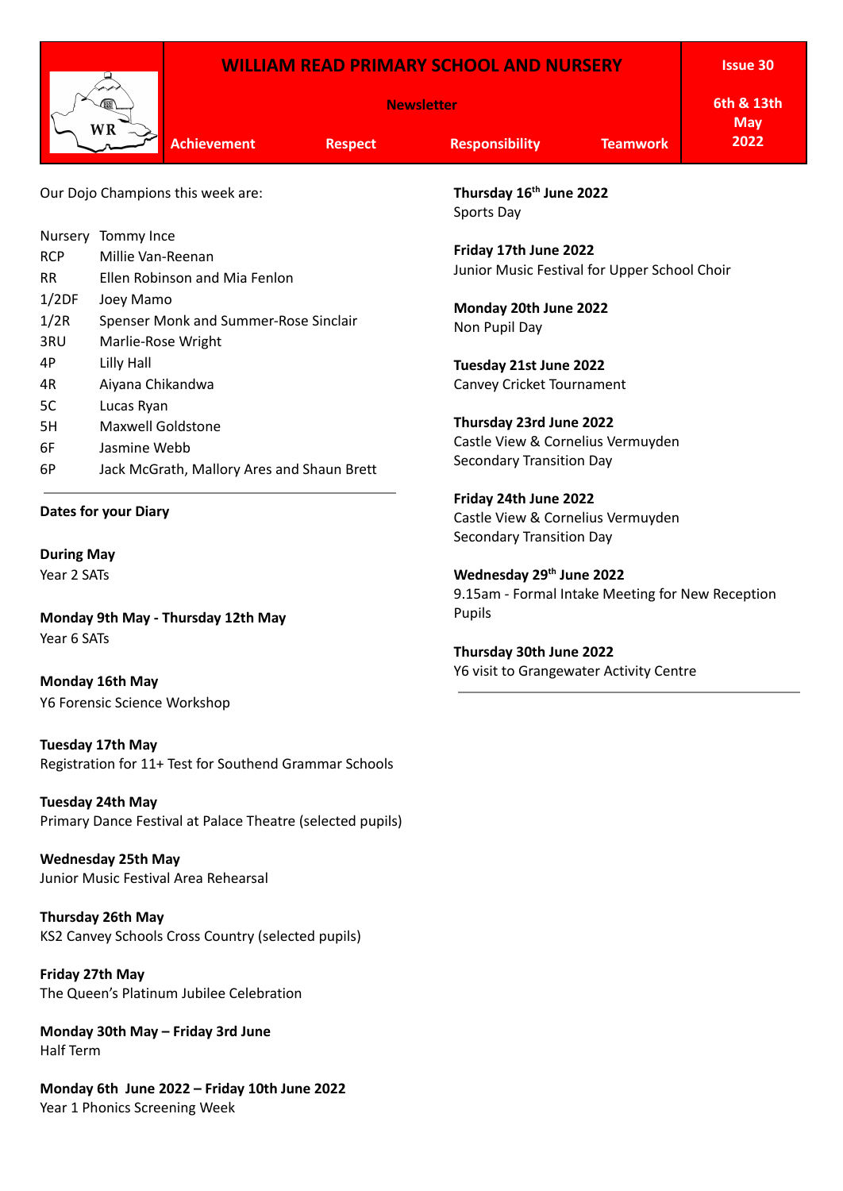# WILLIAM READ PRIMARY SCHOOL AND NURSERY

**Newsletter**

**Issue 30**

**6th & 13th May 2022**

**Achievement** **Respect** **Responsibility** **Teamwork**

Our Dojo Champions this week are:

| | |
|---|---|
| Nursery | Tommy Ince |
| RCP | Millie Van-Reenan |
| RR | Ellen Robinson and Mia Fenlon |
| 1/2DF | Joey Mamo |
| 1/2R | Spenser Monk and Summer-Rose Sinclair |
| 3RU | Marlie-Rose Wright |
| 4P | Lilly Hall |
| 4R | Aiyana Chikandwa |
| 5C | Lucas Ryan |
| 5H | Maxwell Goldstone |
| 6F | Jasmine Webb |
| 6P | Jack McGrath, Mallory Ares and Shaun Brett |

**Dates for your Diary**

**During May**
Year 2 SATs

**Monday 9th May - Thursday 12th May**
Year 6 SATs

**Monday 16th May**
Y6 Forensic Science Workshop

**Tuesday 17th May**
Registration for 11+ Test for Southend Grammar Schools

**Tuesday 24th May**
Primary Dance Festival at Palace Theatre (selected pupils)

**Wednesday 25th May**
Junior Music Festival Area Rehearsal

**Thursday 26th May**
KS2 Canvey Schools Cross Country (selected pupils)

**Friday 27th May**
The Queen's Platinum Jubilee Celebration

**Monday 30th May – Friday 3rd June**
Half Term

**Monday 6th June 2022 – Friday 10th June 2022**
Year 1 Phonics Screening Week

**Thursday 16th June 2022**
Sports Day

**Friday 17th June 2022**
Junior Music Festival for Upper School Choir

**Monday 20th June 2022**
Non Pupil Day

**Tuesday 21st June 2022**
Canvey Cricket Tournament

**Thursday 23rd June 2022**
Castle View & Cornelius Vermuyden Secondary Transition Day

**Friday 24th June 2022**
Castle View & Cornelius Vermuyden Secondary Transition Day

**Wednesday 29th June 2022**
9.15am - Formal Intake Meeting for New Reception Pupils

**Thursday 30th June 2022**
Y6 visit to Grangewater Activity Centre